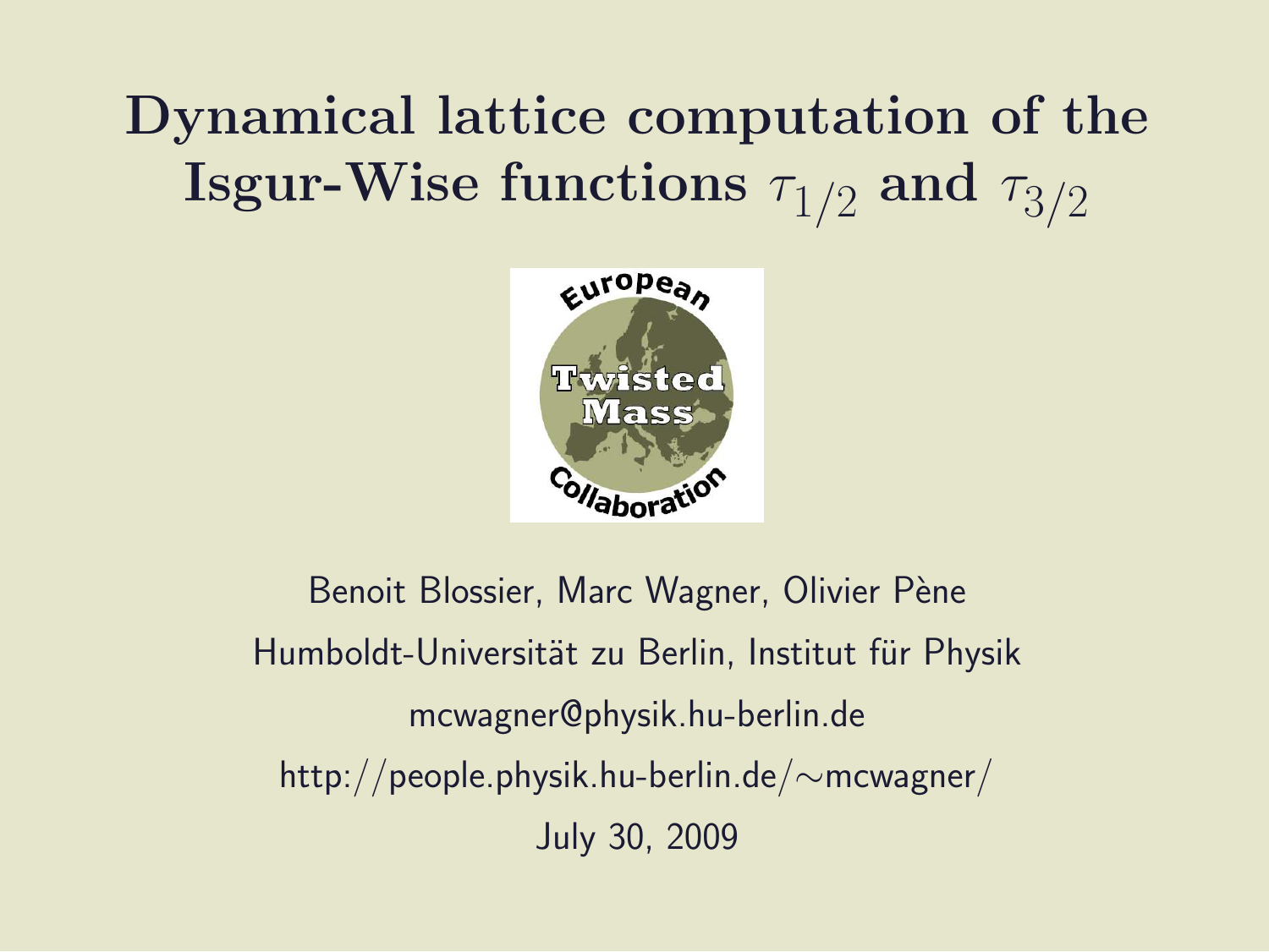# Dynamical lattice computation of the Isgur-Wise functions $\tau_{1/2}$ and $\tau_{3/2}$

Benoit Blossier, Marc Wagner, Olivier Pène

Humboldt-Universität zu Berlin, Institut für Physik

mcwagner@physik.hu-berlin.de

http://people.physik.hu-berlin.de/∼mcwagner/

July 30, 2009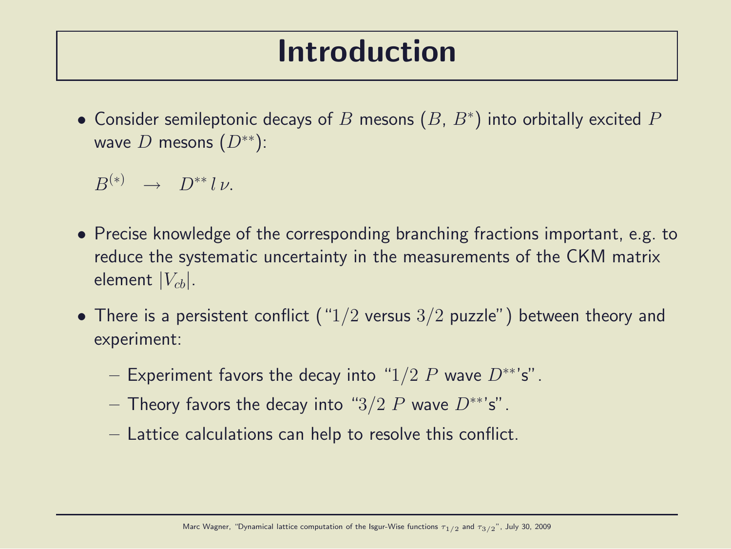# Introduction

- Consider semileptonic decays of $B$ mesons ($B$, $B^*$) into orbitally excited $P$ wave $D$ mesons ($D^{**}$):

  $B^{(*)} \quad \rightarrow \quad D^{**} \, l \, \nu.$

- Precise knowledge of the corresponding branching fractions important, e.g. to reduce the systematic uncertainty in the measurements of the CKM matrix element $|V_{cb}|$.

- There is a persistent conflict ("$1/2$ versus $3/2$ puzzle") between theory and experiment:
  - Experiment favors the decay into "$1/2$ $P$ wave $D^{**}$'s".
  - Theory favors the decay into "$3/2$ $P$ wave $D^{**}$'s".
  - Lattice calculations can help to resolve this conflict.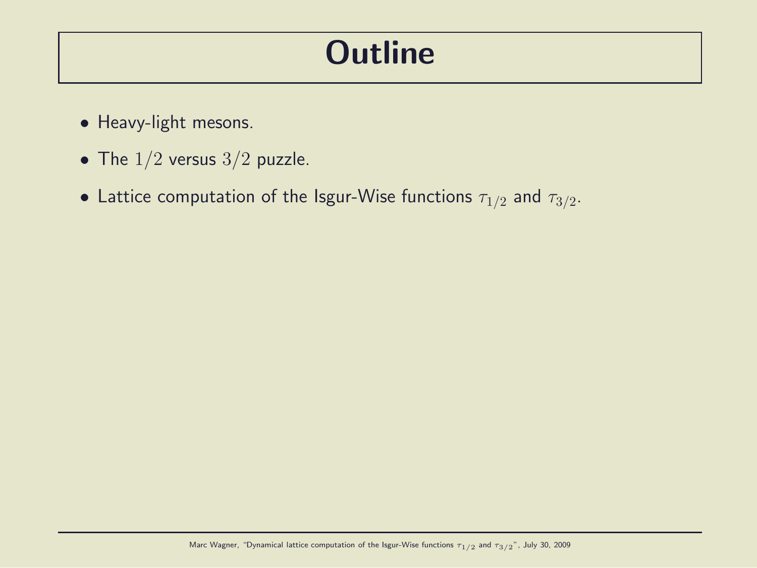# Outline

- Heavy-light mesons.
- The $1/2$ versus $3/2$ puzzle.
- Lattice computation of the Isgur-Wise functions $\tau_{1/2}$ and $\tau_{3/2}$.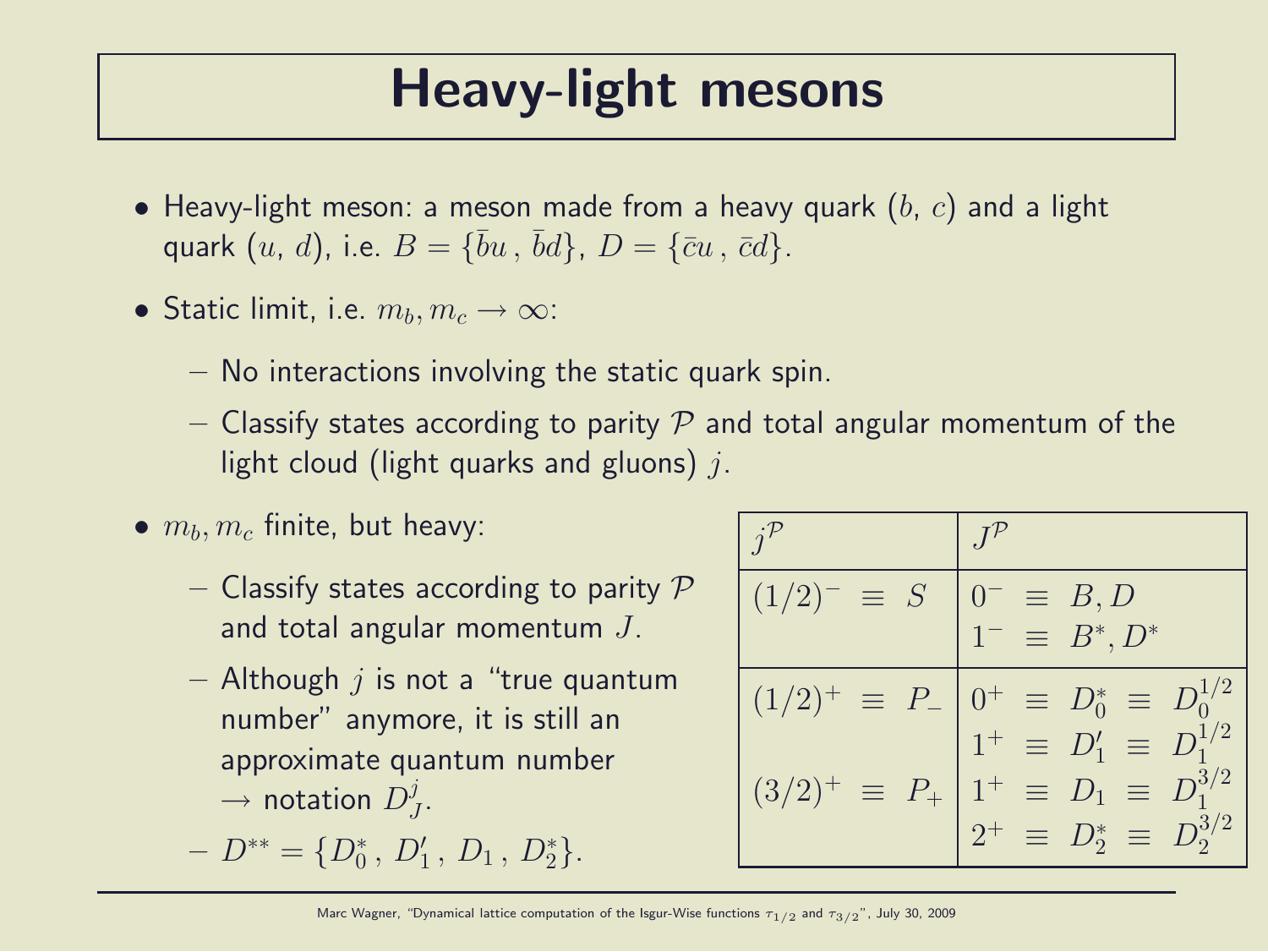# Heavy-light mesons

- Heavy-light meson: a meson made from a heavy quark ($b$, $c$) and a light quark ($u$, $d$), i.e. $B = \{\bar{b}u\,,\,\bar{b}d\}$, $D = \{\bar{c}u\,,\,\bar{c}d\}$.
- Static limit, i.e. $m_b, m_c \rightarrow \infty$:
  - No interactions involving the static quark spin.
  - Classify states according to parity $\mathcal{P}$ and total angular momentum of the light cloud (light quarks and gluons) $j$.
- $m_b, m_c$ finite, but heavy:
  - Classify states according to parity $\mathcal{P}$ and total angular momentum $J$.
  - Although $j$ is not a "true quantum number" anymore, it is still an approximate quantum number $\rightarrow$ notation $D^j_J$.
  - $D^{**} = \{D_0^*\,,\,D_1'\,,\,D_1\,,\,D_2^*\}$.

| $j^{\mathcal{P}}$ | $J^{\mathcal{P}}$ |
|---|---|
| $(1/2)^- \;\equiv\; S$ | $0^- \;\equiv\; B, D$ <br> $1^- \;\equiv\; B^*, D^*$ |
| $(1/2)^+ \;\equiv\; P_-$ | $0^+ \;\equiv\; D_0^* \;\equiv\; D_0^{1/2}$ <br> $1^+ \;\equiv\; D_1' \;\equiv\; D_1^{1/2}$ |
| $(3/2)^+ \;\equiv\; P_+$ | $1^+ \;\equiv\; D_1 \;\equiv\; D_1^{3/2}$ <br> $2^+ \;\equiv\; D_2^* \;\equiv\; D_2^{3/2}$ |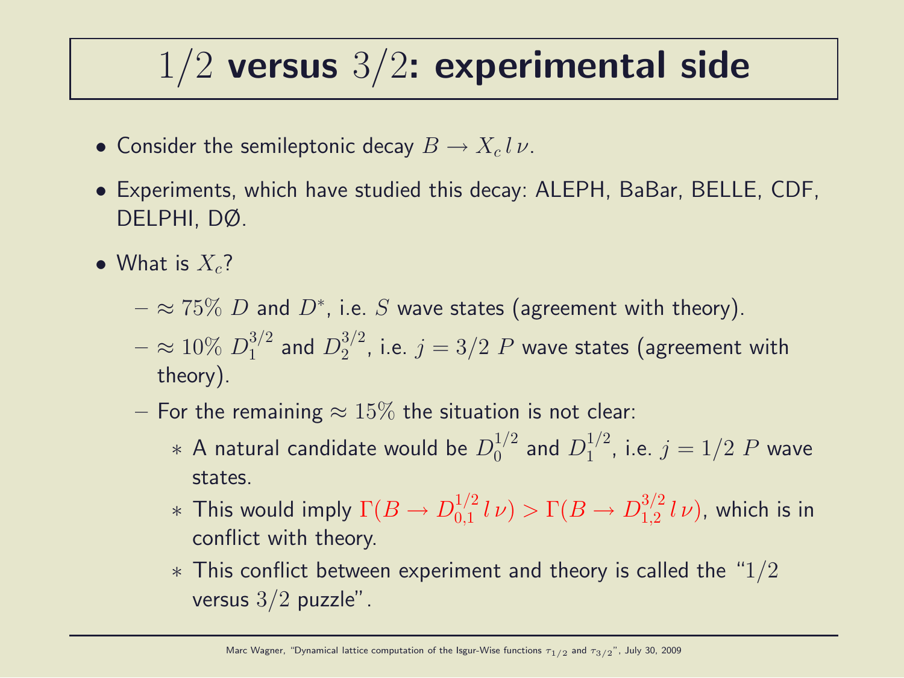# $1/2$ versus $3/2$: experimental side

- Consider the semileptonic decay $B \rightarrow X_c \, l \, \nu$.
- Experiments, which have studied this decay: ALEPH, BaBar, BELLE, CDF, DELPHI, DØ.
- What is $X_c$?
  - $\approx 75\%$ $D$ and $D^*$, i.e. $S$ wave states (agreement with theory).
  - $\approx 10\%$ $D_1^{3/2}$ and $D_2^{3/2}$, i.e. $j = 3/2$ $P$ wave states (agreement with theory).
  - For the remaining $\approx 15\%$ the situation is not clear:
    * A natural candidate would be $D_0^{1/2}$ and $D_1^{1/2}$, i.e. $j = 1/2$ $P$ wave states.
    * This would imply $\Gamma(B \rightarrow D_{0,1}^{1/2} \, l \, \nu) > \Gamma(B \rightarrow D_{1,2}^{3/2} \, l \, \nu)$, which is in conflict with theory.
    * This conflict between experiment and theory is called the "$1/2$ versus $3/2$ puzzle".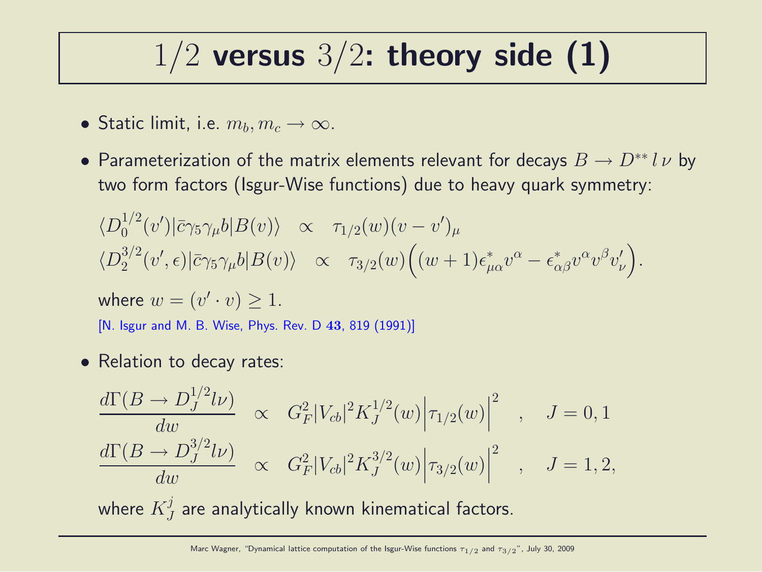# $1/2$ versus $3/2$: theory side (1)

- Static limit, i.e. $m_b, m_c \to \infty$.
- Parameterization of the matrix elements relevant for decays $B \to D^{**}\, l\, \nu$ by two form factors (Isgur-Wise functions) due to heavy quark symmetry:

$$\langle D_0^{1/2}(v')|\bar{c}\gamma_5\gamma_\mu b|B(v)\rangle \quad \propto \quad \tau_{1/2}(w)(v-v')_\mu$$

$$\langle D_2^{3/2}(v',\epsilon)|\bar{c}\gamma_5\gamma_\mu b|B(v)\rangle \quad \propto \quad \tau_{3/2}(w)\Big((w+1)\epsilon^*_{\mu\alpha}v^\alpha - \epsilon^*_{\alpha\beta}v^\alpha v^\beta v'_\nu\Big).$$

  where $w = (v' \cdot v) \geq 1$.

  [N. Isgur and M. B. Wise, Phys. Rev. D **43**, 819 (1991)]

- Relation to decay rates:

$$\frac{d\Gamma(B \to D_J^{1/2} l\nu)}{dw} \quad \propto \quad G_F^2 |V_{cb}|^2 K_J^{1/2}(w)\Big|\tau_{1/2}(w)\Big|^2 \quad , \quad J = 0, 1$$

$$\frac{d\Gamma(B \to D_J^{3/2} l\nu)}{dw} \quad \propto \quad G_F^2 |V_{cb}|^2 K_J^{3/2}(w)\Big|\tau_{3/2}(w)\Big|^2 \quad , \quad J = 1, 2,$$

  where $K_J^j$ are analytically known kinematical factors.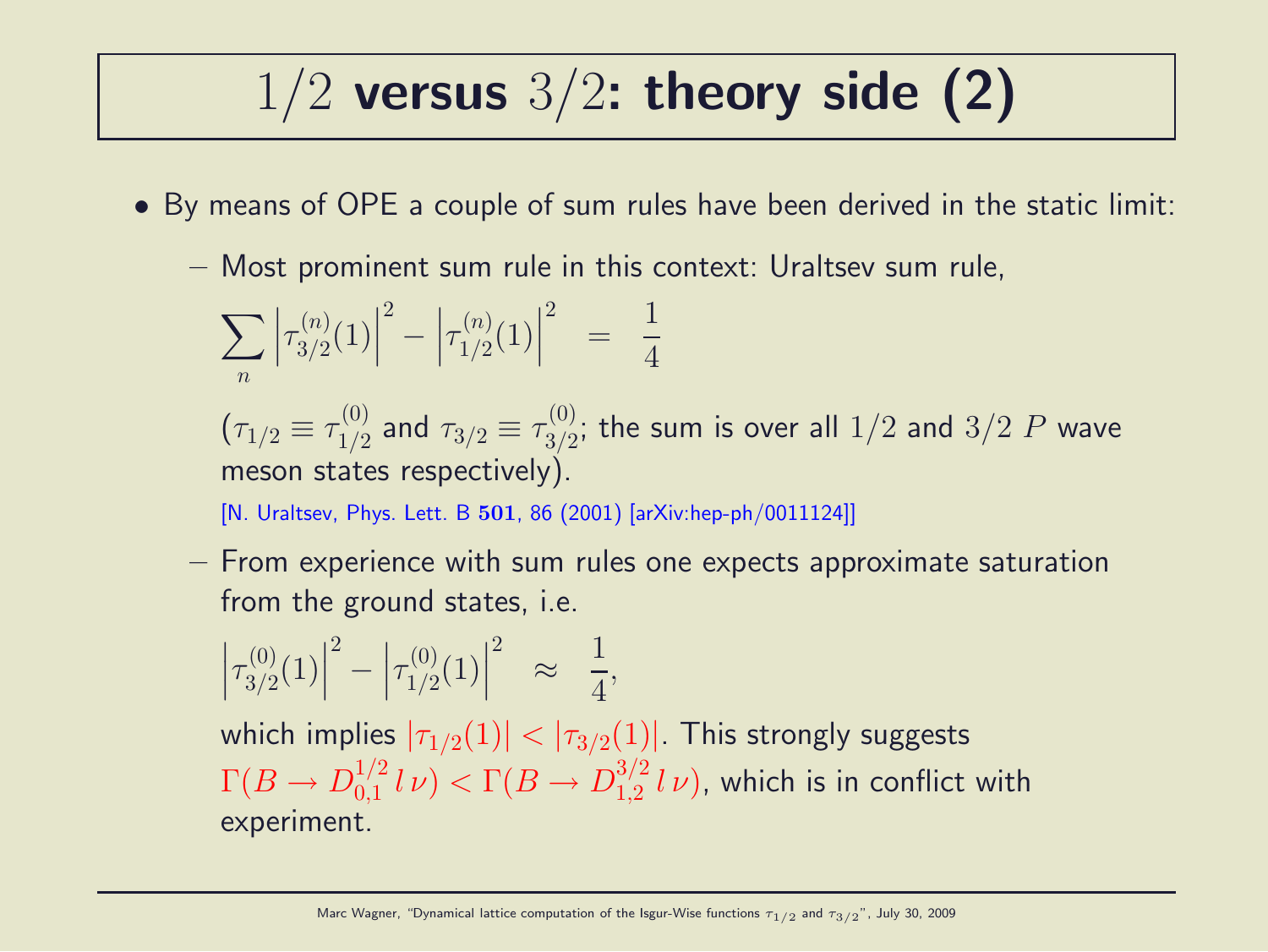# $1/2$ versus $3/2$: theory side (2)

- By means of OPE a couple of sum rules have been derived in the static limit:
  - Most prominent sum rule in this context: Uraltsev sum rule,

    $$\sum_n \left|\tau_{3/2}^{(n)}(1)\right|^2 - \left|\tau_{1/2}^{(n)}(1)\right|^2 \quad = \quad \frac{1}{4}$$

    ($\tau_{1/2} \equiv \tau_{1/2}^{(0)}$ and $\tau_{3/2} \equiv \tau_{3/2}^{(0)}$; the sum is over all $1/2$ and $3/2$ $P$ wave meson states respectively).

    [N. Uraltsev, Phys. Lett. B **501**, 86 (2001) [arXiv:hep-ph/0011124]]

  - From experience with sum rules one expects approximate saturation from the ground states, i.e.

    $$\left|\tau_{3/2}^{(0)}(1)\right|^2 - \left|\tau_{1/2}^{(0)}(1)\right|^2 \quad \approx \quad \frac{1}{4},$$

    which implies $|\tau_{1/2}(1)| < |\tau_{3/2}(1)|$. This strongly suggests $\Gamma(B \rightarrow D_{0,1}^{1/2}\, l\, \nu) < \Gamma(B \rightarrow D_{1,2}^{3/2}\, l\, \nu)$, which is in conflict with experiment.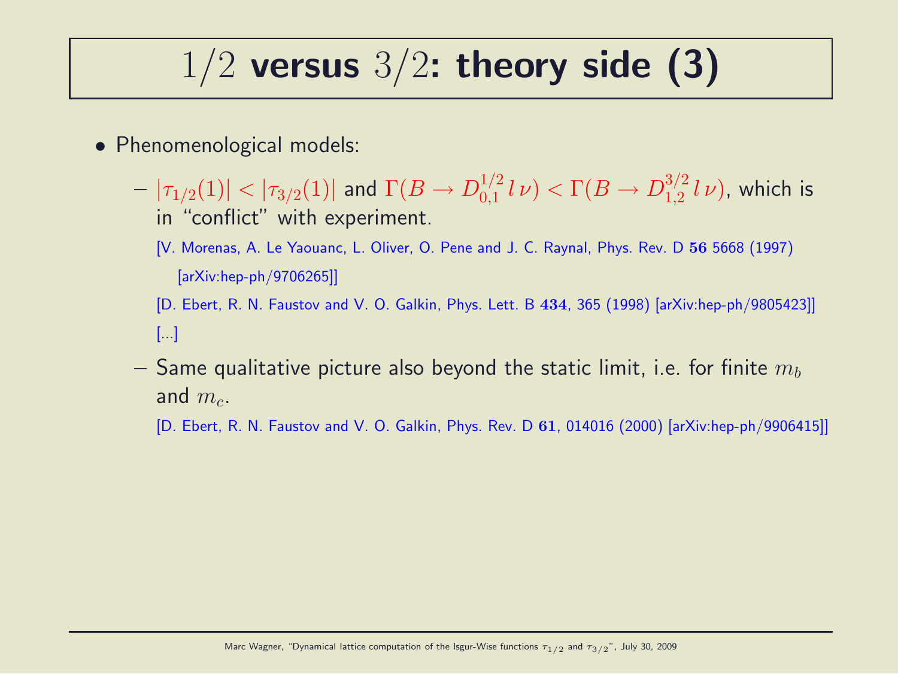# $1/2$ versus $3/2$: theory side (3)

- Phenomenological models:
  - $|\tau_{1/2}(1)| < |\tau_{3/2}(1)|$ and $\Gamma(B \rightarrow D_{0,1}^{1/2}\, l\, \nu) < \Gamma(B \rightarrow D_{1,2}^{3/2}\, l\, \nu)$, which is in "conflict" with experiment.

    [V. Morenas, A. Le Yaouanc, L. Oliver, O. Pene and J. C. Raynal, Phys. Rev. D **56** 5668 (1997) [arXiv:hep-ph/9706265]]

    [D. Ebert, R. N. Faustov and V. O. Galkin, Phys. Lett. B **434**, 365 (1998) [arXiv:hep-ph/9805423]]

    [...]
  - Same qualitative picture also beyond the static limit, i.e. for finite $m_b$ and $m_c$.

    [D. Ebert, R. N. Faustov and V. O. Galkin, Phys. Rev. D **61**, 014016 (2000) [arXiv:hep-ph/9906415]]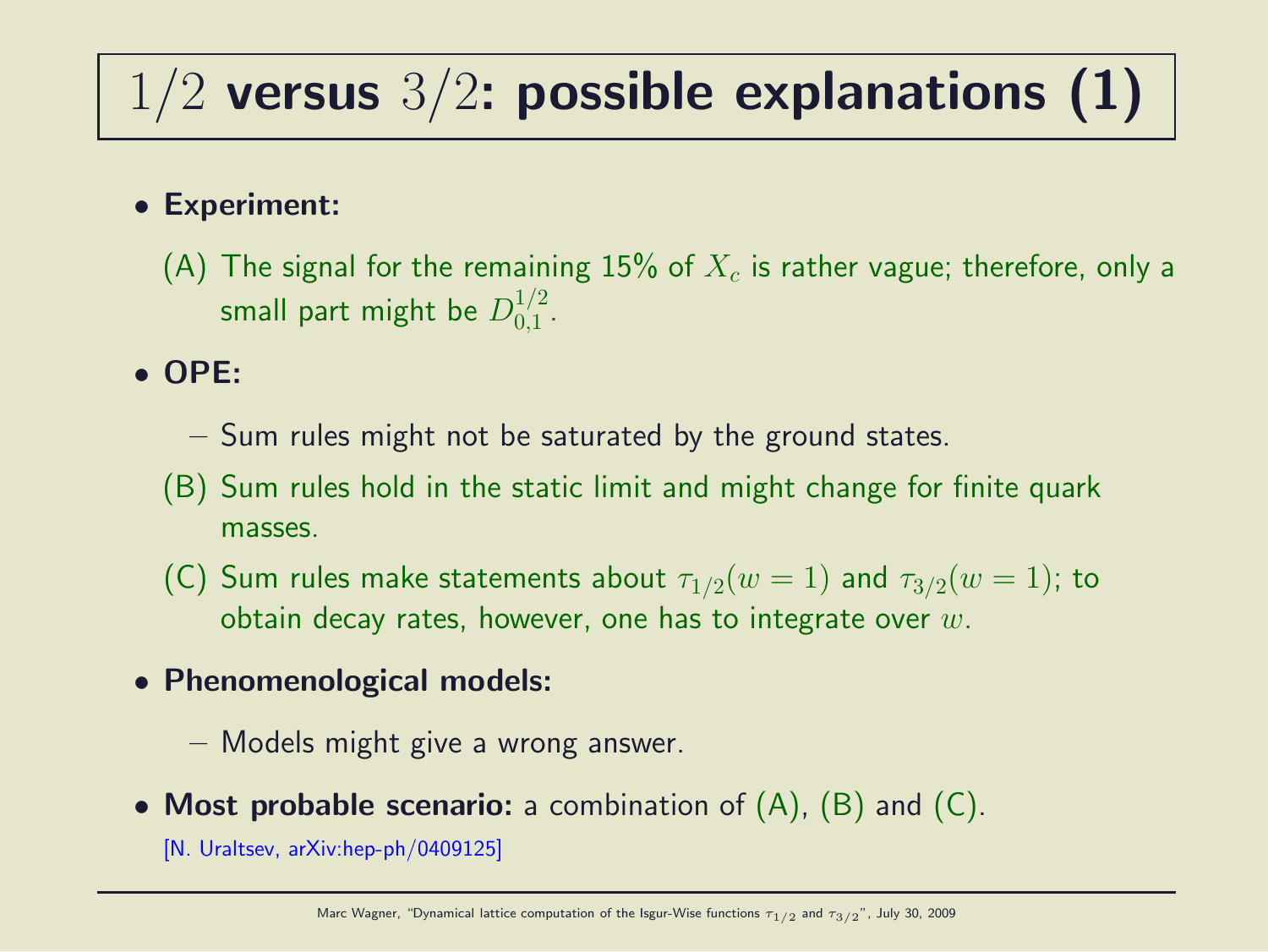# $1/2$ versus $3/2$: possible explanations (1)

- **Experiment:**

  (A) The signal for the remaining 15% of $X_c$ is rather vague; therefore, only a small part might be $D_{0,1}^{1/2}$.

- **OPE:**

  – Sum rules might not be saturated by the ground states.

  (B) Sum rules hold in the static limit and might change for finite quark masses.

  (C) Sum rules make statements about $\tau_{1/2}(w = 1)$ and $\tau_{3/2}(w = 1)$; to obtain decay rates, however, one has to integrate over $w$.

- **Phenomenological models:**

  – Models might give a wrong answer.

- **Most probable scenario:** a combination of (A), (B) and (C).

  [N. Uraltsev, arXiv:hep-ph/0409125]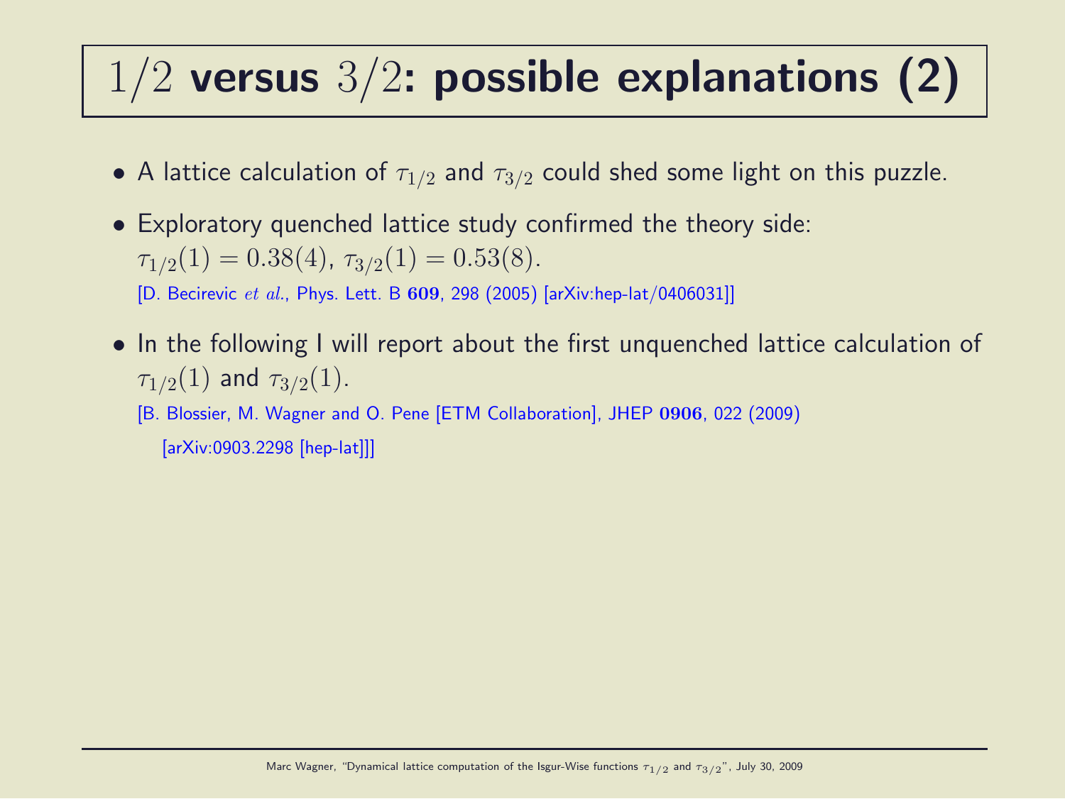# $1/2$ **versus** $3/2$**: possible explanations (2)**

- A lattice calculation of $\tau_{1/2}$ and $\tau_{3/2}$ could shed some light on this puzzle.
- Exploratory quenched lattice study confirmed the theory side: $\tau_{1/2}(1) = 0.38(4)$, $\tau_{3/2}(1) = 0.53(8)$.
  [D. Becirevic *et al.*, Phys. Lett. B **609**, 298 (2005) [arXiv:hep-lat/0406031]]
- In the following I will report about the first unquenched lattice calculation of $\tau_{1/2}(1)$ and $\tau_{3/2}(1)$.
  [B. Blossier, M. Wagner and O. Pene [ETM Collaboration], JHEP **0906**, 022 (2009) [arXiv:0903.2298 [hep-lat]]]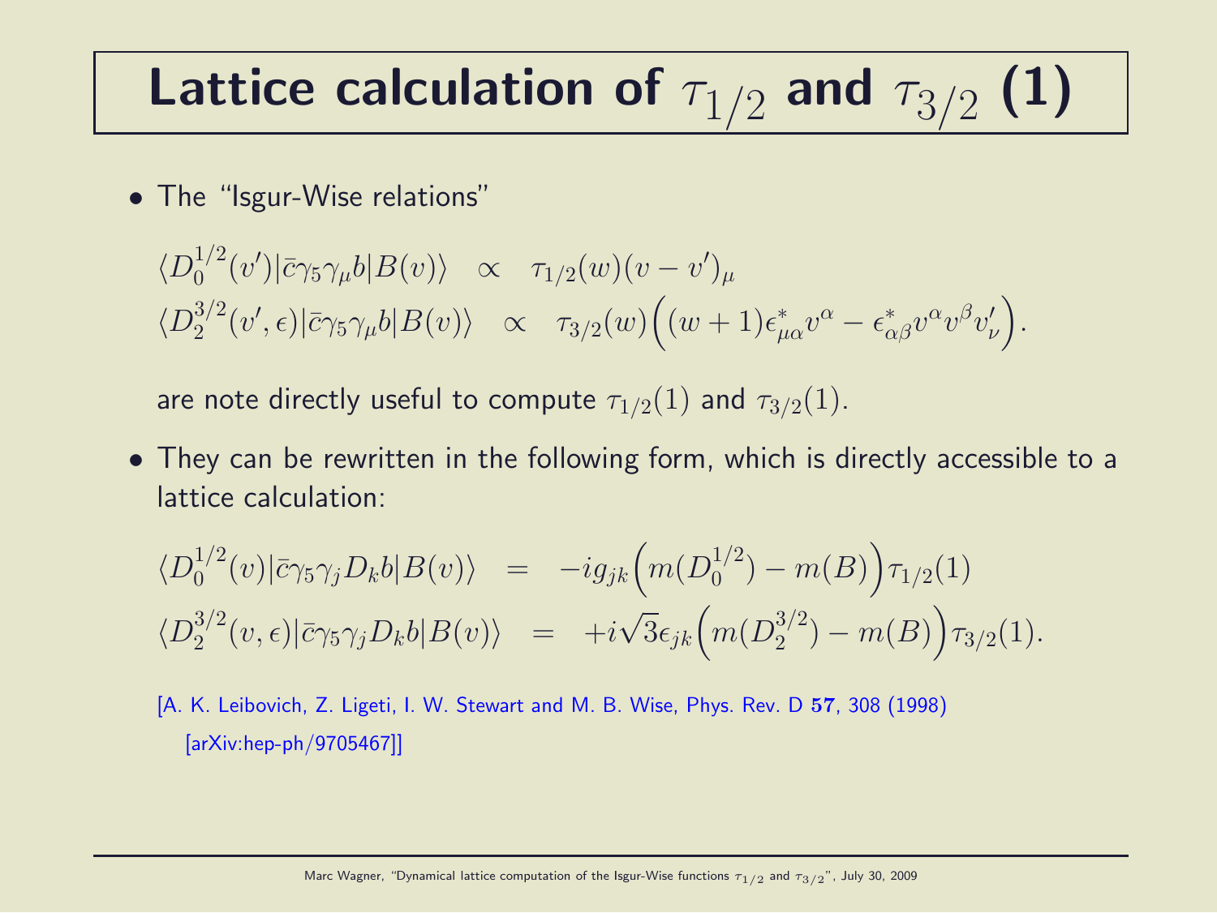# Lattice calculation of $\tau_{1/2}$ and $\tau_{3/2}$ (1)

- The "Isgur-Wise relations"

$$\begin{aligned}
\langle D_0^{1/2}(v')|\bar{c}\gamma_5\gamma_\mu b|B(v)\rangle &\propto \tau_{1/2}(w)(v-v')_\mu \\
\langle D_2^{3/2}(v',\epsilon)|\bar{c}\gamma_5\gamma_\mu b|B(v)\rangle &\propto \tau_{3/2}(w)\Big((w+1)\epsilon^*_{\mu\alpha}v^\alpha - \epsilon^*_{\alpha\beta}v^\alpha v^\beta v'_\nu\Big).
\end{aligned}$$

  are note directly useful to compute $\tau_{1/2}(1)$ and $\tau_{3/2}(1)$.

- They can be rewritten in the following form, which is directly accessible to a lattice calculation:

$$\begin{aligned}
\langle D_0^{1/2}(v)|\bar{c}\gamma_5\gamma_j D_k b|B(v)\rangle &= -ig_{jk}\Big(m(D_0^{1/2}) - m(B)\Big)\tau_{1/2}(1) \\
\langle D_2^{3/2}(v,\epsilon)|\bar{c}\gamma_5\gamma_j D_k b|B(v)\rangle &= +i\sqrt{3}\epsilon_{jk}\Big(m(D_2^{3/2}) - m(B)\Big)\tau_{3/2}(1).
\end{aligned}$$

  [A. K. Leibovich, Z. Ligeti, I. W. Stewart and M. B. Wise, Phys. Rev. D **57**, 308 (1998) [arXiv:hep-ph/9705467]]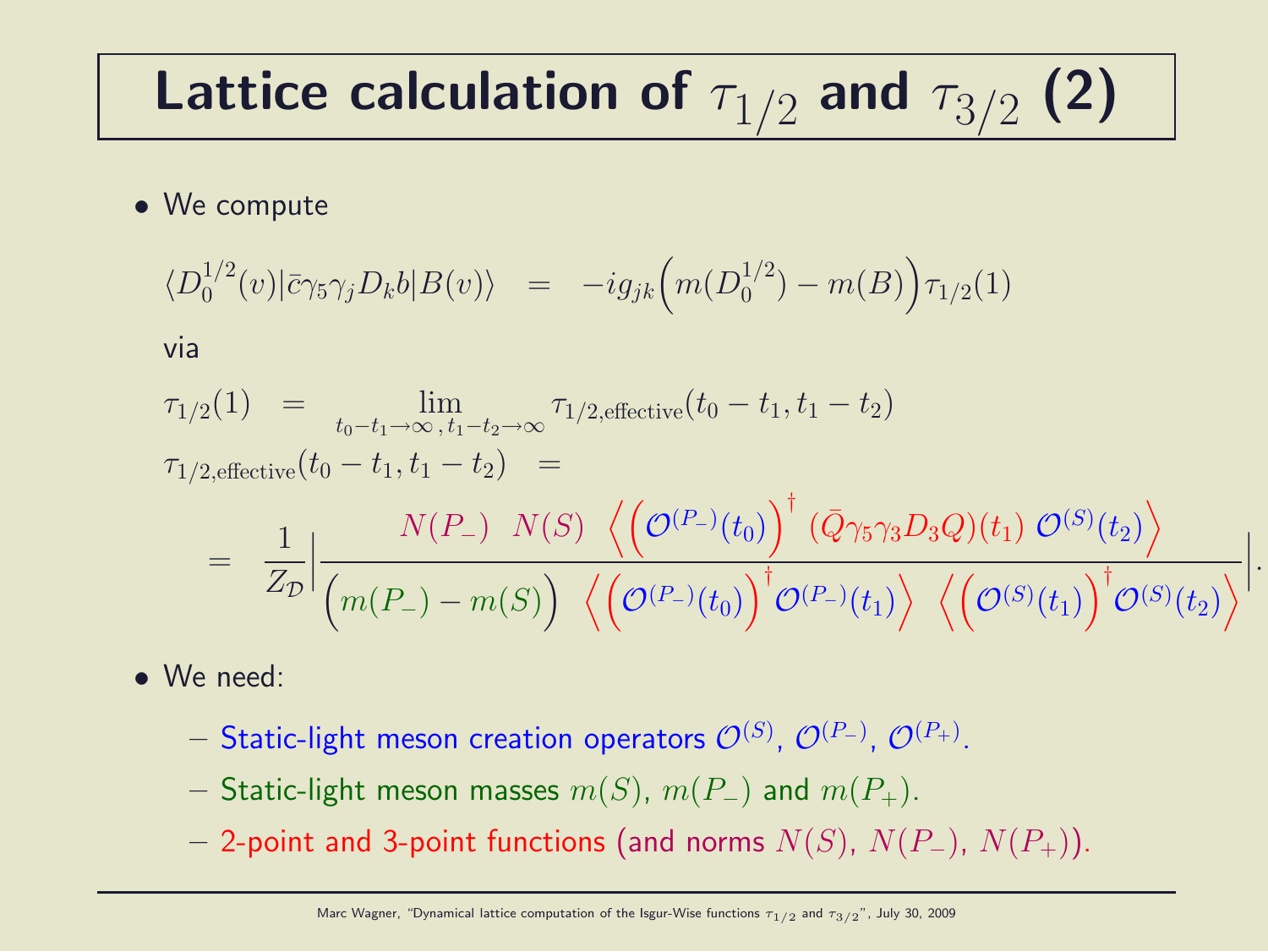# Lattice calculation of $\tau_{1/2}$ and $\tau_{3/2}$ (2)

- We compute

$$\langle D_0^{1/2}(v)|\bar{c}\gamma_5\gamma_j D_k b|B(v)\rangle \quad = \quad -ig_{jk}\Big(m(D_0^{1/2}) - m(B)\Big)\tau_{1/2}(1)$$

via

$$\tau_{1/2}(1) \quad = \lim_{t_0-t_1\rightarrow\infty\,,\,t_1-t_2\rightarrow\infty} \tau_{1/2,\mathrm{effective}}(t_0-t_1, t_1-t_2)$$

$$\tau_{1/2,\mathrm{effective}}(t_0-t_1, t_1-t_2) \quad =$$

$$= \quad \frac{1}{Z_{\mathcal{D}}}\left|\frac{N(P_-) \quad N(S) \quad \Big\langle \Big(\mathcal{O}^{(P_-)}(t_0)\Big)^\dagger \; (\bar{Q}\gamma_5\gamma_3 D_3 Q)(t_1) \; \mathcal{O}^{(S)}(t_2)\Big\rangle}{\Big(m(P_-) - m(S)\Big) \quad \Big\langle \Big(\mathcal{O}^{(P_-)}(t_0)\Big)^\dagger \mathcal{O}^{(P_-)}(t_1)\Big\rangle \quad \Big\langle \Big(\mathcal{O}^{(S)}(t_1)\Big)^\dagger \mathcal{O}^{(S)}(t_2)\Big\rangle}\right|.$$

- We need:
  - Static-light meson creation operators $\mathcal{O}^{(S)}$, $\mathcal{O}^{(P_-)}$, $\mathcal{O}^{(P_+)}$.
  - Static-light meson masses $m(S)$, $m(P_-)$ and $m(P_+)$.
  - 2-point and 3-point functions (and norms $N(S)$, $N(P_-)$, $N(P_+)$).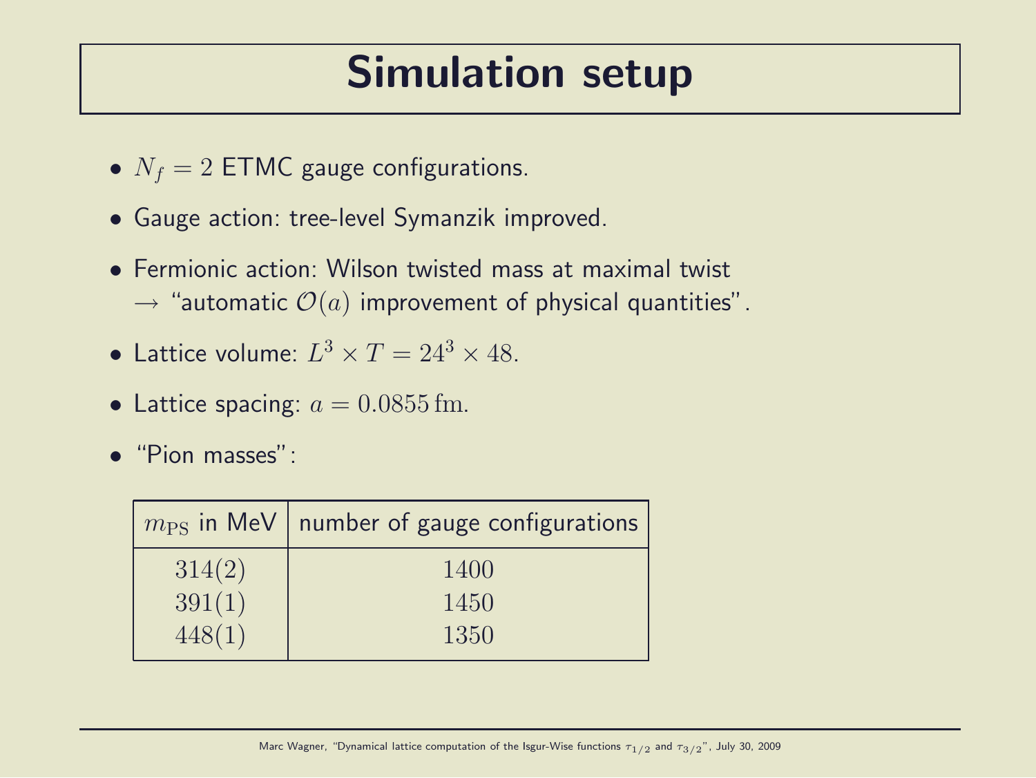# Simulation setup

- $N_f = 2$ ETMC gauge configurations.
- Gauge action: tree-level Symanzik improved.
- Fermionic action: Wilson twisted mass at maximal twist
  $\rightarrow$ "automatic $\mathcal{O}(a)$ improvement of physical quantities".
- Lattice volume: $L^3 \times T = 24^3 \times 48$.
- Lattice spacing: $a = 0.0855\,\mathrm{fm}$.
- "Pion masses":

| $m_{\mathrm{PS}}$ in MeV | number of gauge configurations |
|---|---|
| $314(2)$ | $1400$ |
| $391(1)$ | $1450$ |
| $448(1)$ | $1350$ |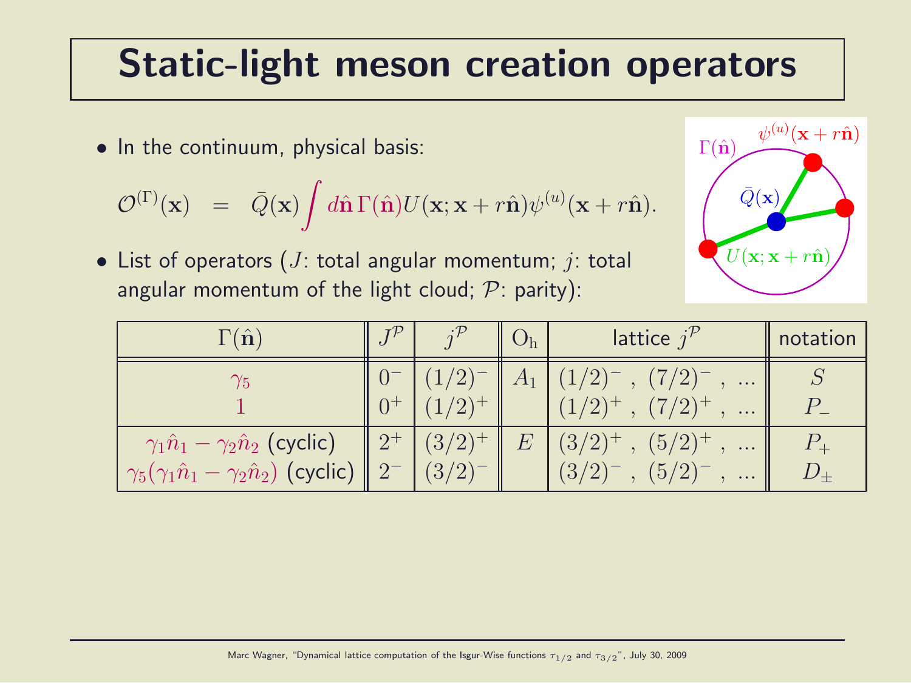# Static-light meson creation operators

- In the continuum, physical basis:

$$\mathcal{O}^{(\Gamma)}(\mathbf{x}) \quad = \quad \bar{Q}(\mathbf{x}) \int d\hat{\mathbf{n}}\, \Gamma(\hat{\mathbf{n}}) U(\mathbf{x}; \mathbf{x} + r\hat{\mathbf{n}}) \psi^{(u)}(\mathbf{x} + r\hat{\mathbf{n}}).$$

- List of operators ($J$: total angular momentum; $j$: total angular momentum of the light cloud; $\mathcal{P}$: parity):

| $\Gamma(\hat{\mathbf{n}})$ | $J^{\mathcal{P}}$ | $j^{\mathcal{P}}$ | $\mathrm{O_h}$ | lattice $j^{\mathcal{P}}$ | notation |
|---|---|---|---|---|---|
| $\gamma_5$ | $0^-$ | $(1/2)^-$ | $A_1$ | $(1/2)^-$ , $(7/2)^-$ , ... | $S$ |
| $1$ | $0^+$ | $(1/2)^+$ | | $(1/2)^+$ , $(7/2)^+$ , ... | $P_-$ |
| $\gamma_1 \hat{n}_1 - \gamma_2 \hat{n}_2$ (cyclic) | $2^+$ | $(3/2)^+$ | $E$ | $(3/2)^+$ , $(5/2)^+$ , ... | $P_+$ |
| $\gamma_5(\gamma_1 \hat{n}_1 - \gamma_2 \hat{n}_2)$ (cyclic) | $2^-$ | $(3/2)^-$ | | $(3/2)^-$ , $(5/2)^-$ , ... | $D_\pm$ |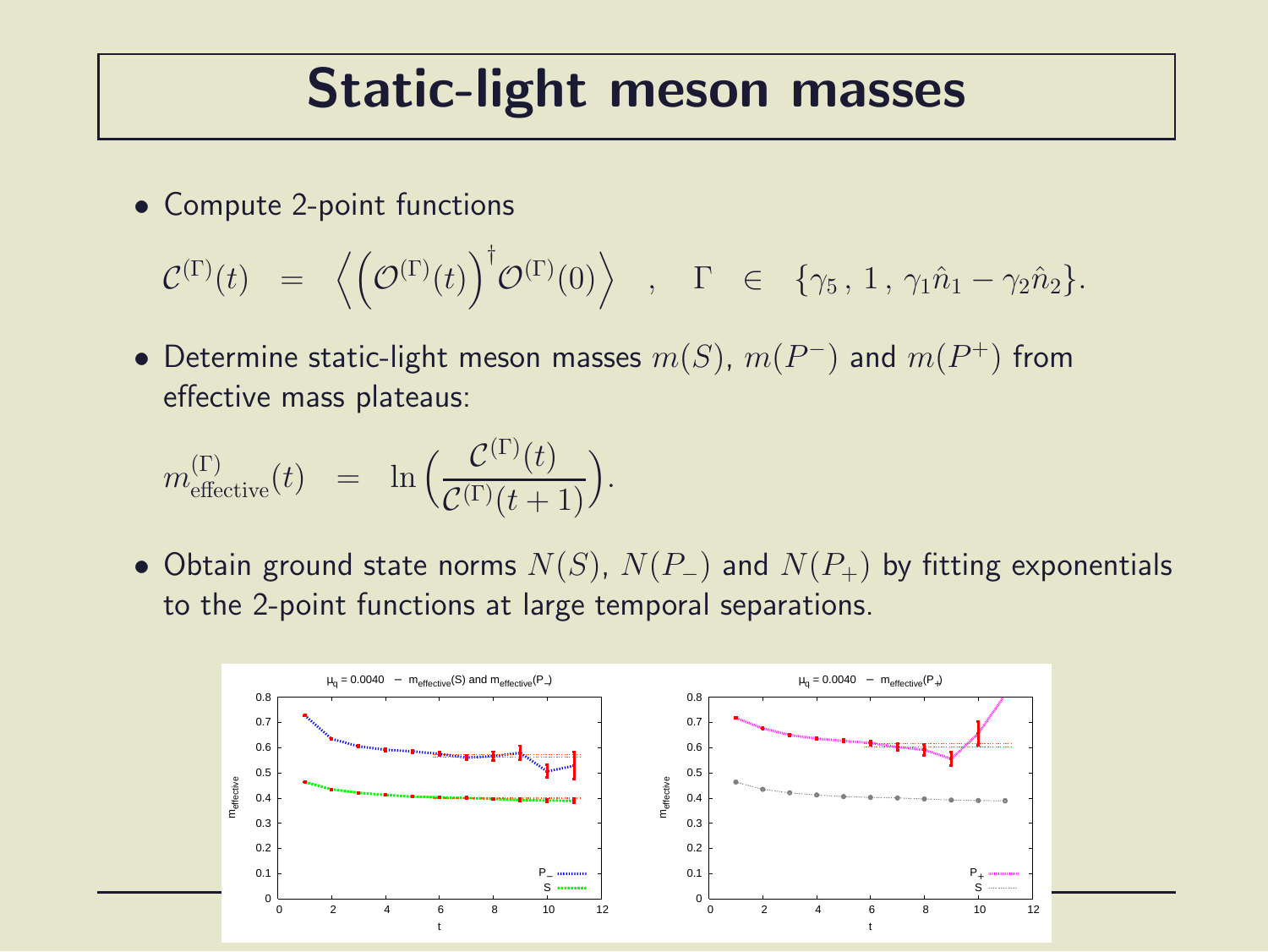# Static-light meson masses

- Compute 2-point functions

$$\mathcal{C}^{(\Gamma)}(t) \;=\; \left\langle \left(\mathcal{O}^{(\Gamma)}(t)\right)^{\dagger} \mathcal{O}^{(\Gamma)}(0) \right\rangle \quad , \quad \Gamma \;\in\; \{\gamma_5\,,\,1\,,\,\gamma_1\hat{n}_1 - \gamma_2\hat{n}_2\}.$$

- Determine static-light meson masses $m(S)$, $m(P^-)$ and $m(P^+)$ from effective mass plateaus:

$$m^{(\Gamma)}_{\mathrm{effective}}(t) \;=\; \ln\left(\frac{\mathcal{C}^{(\Gamma)}(t)}{\mathcal{C}^{(\Gamma)}(t+1)}\right).$$

- Obtain ground state norms $N(S)$, $N(P_-)$ and $N(P_+)$ by fitting exponentials to the the 2-point functions at large temporal separations.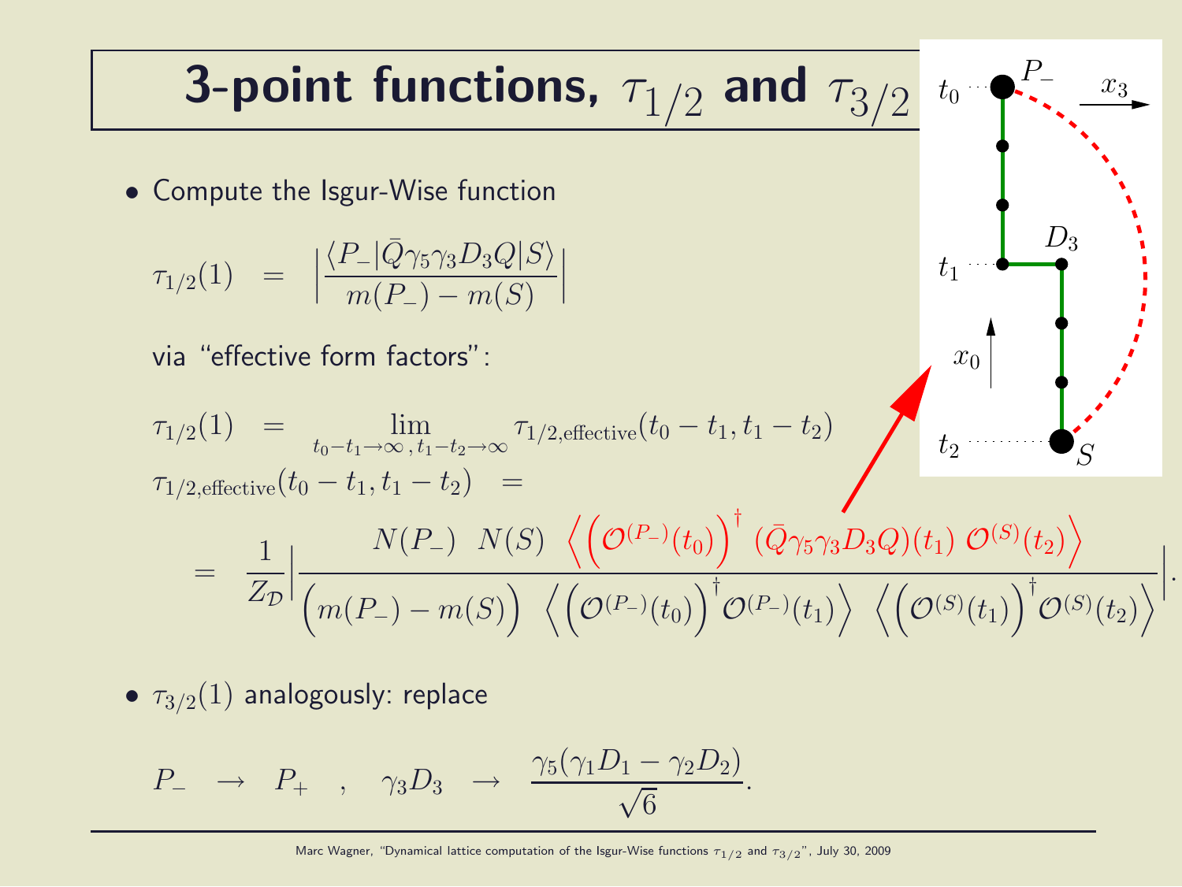# 3-point functions, $\tau_{1/2}$ and $\tau_{3/2}$

- Compute the Isgur-Wise function

$$\tau_{1/2}(1) \quad = \quad \left| \frac{\langle P_- | \bar{Q} \gamma_5 \gamma_3 D_3 Q | S \rangle}{m(P_-) - m(S)} \right|$$

via "effective form factors":

$$\tau_{1/2}(1) \quad = \quad \lim_{t_0 - t_1 \rightarrow \infty \, , \, t_1 - t_2 \rightarrow \infty} \tau_{1/2,\textrm{effective}}(t_0 - t_1, t_1 - t_2)$$

$$\tau_{1/2,\textrm{effective}}(t_0 - t_1, t_1 - t_2) \quad =$$

$$= \quad \frac{1}{Z_\mathcal{D}} \left| \frac{N(P_-) \quad N(S) \quad \left\langle \left(\mathcal{O}^{(P_-)}(t_0)\right)^\dagger \; (\bar{Q} \gamma_5 \gamma_3 D_3 Q)(t_1) \; \mathcal{O}^{(S)}(t_2) \right\rangle}{\Big(m(P_-) - m(S)\Big) \quad \left\langle \left(\mathcal{O}^{(P_-)}(t_0)\right)^\dagger \mathcal{O}^{(P_-)}(t_1) \right\rangle \quad \left\langle \left(\mathcal{O}^{(S)}(t_1)\right)^\dagger \mathcal{O}^{(S)}(t_2) \right\rangle} \right| .$$

- $\tau_{3/2}(1)$ analogously: replace

$$P_- \quad \rightarrow \quad P_+ \quad , \quad \gamma_3 D_3 \quad \rightarrow \quad \frac{\gamma_5(\gamma_1 D_1 - \gamma_2 D_2)}{\sqrt{6}} .$$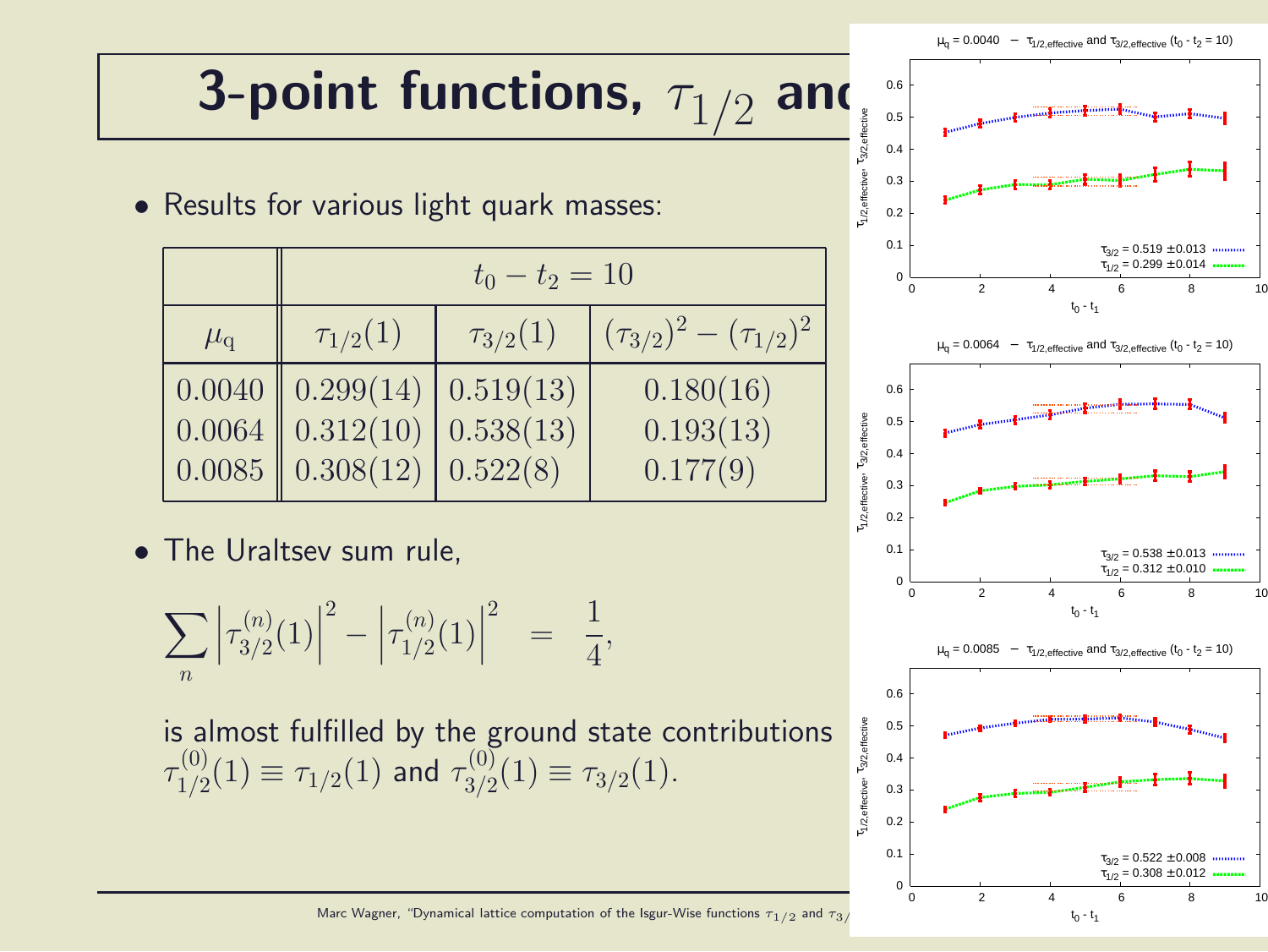# 3-point functions, $\tau_{1/2}$ and

- Results for various light quark masses:

| | $t_0 - t_2 = 10$ | | |
|---|---|---|---|
| $\mu_\mathrm{q}$ | $\tau_{1/2}(1)$ | $\tau_{3/2}(1)$ | $(\tau_{3/2})^2 - (\tau_{1/2})^2$ |
| $0.0040$ | $0.299(14)$ | $0.519(13)$ | $0.180(16)$ |
| $0.0064$ | $0.312(10)$ | $0.538(13)$ | $0.193(13)$ |
| $0.0085$ | $0.308(12)$ | $0.522(8)$ | $0.177(9)$ |

- The Uraltsev sum rule,

$$\sum_n \left|\tau_{3/2}^{(n)}(1)\right|^2 - \left|\tau_{1/2}^{(n)}(1)\right|^2 \quad = \quad \frac{1}{4},$$

is almost fulfilled by the ground state contributions $\tau_{1/2}^{(0)}(1) \equiv \tau_{1/2}(1)$ and $\tau_{3/2}^{(0)}(1) \equiv \tau_{3/2}(1)$.

$\mu_q = 0.0040$ – $\tau_{1/2,\mathrm{effective}}$ and $\tau_{3/2,\mathrm{effective}}$ ($t_0 - t_2 = 10$)

$\tau_{3/2} = 0.519 \pm 0.013$, $\tau_{1/2} = 0.299 \pm 0.014$

$\mu_q = 0.0064$ – $\tau_{1/2,\mathrm{effective}}$ and $\tau_{3/2,\mathrm{effective}}$ ($t_0 - t_2 = 10$)

$\tau_{3/2} = 0.538 \pm 0.013$, $\tau_{1/2} = 0.312 \pm 0.010$

$\mu_q = 0.0085$ – $\tau_{1/2,\mathrm{effective}}$ and $\tau_{3/2,\mathrm{effective}}$ ($t_0 - t_2 = 10$)

$\tau_{3/2} = 0.522 \pm 0.008$, $\tau_{1/2} = 0.308 \pm 0.012$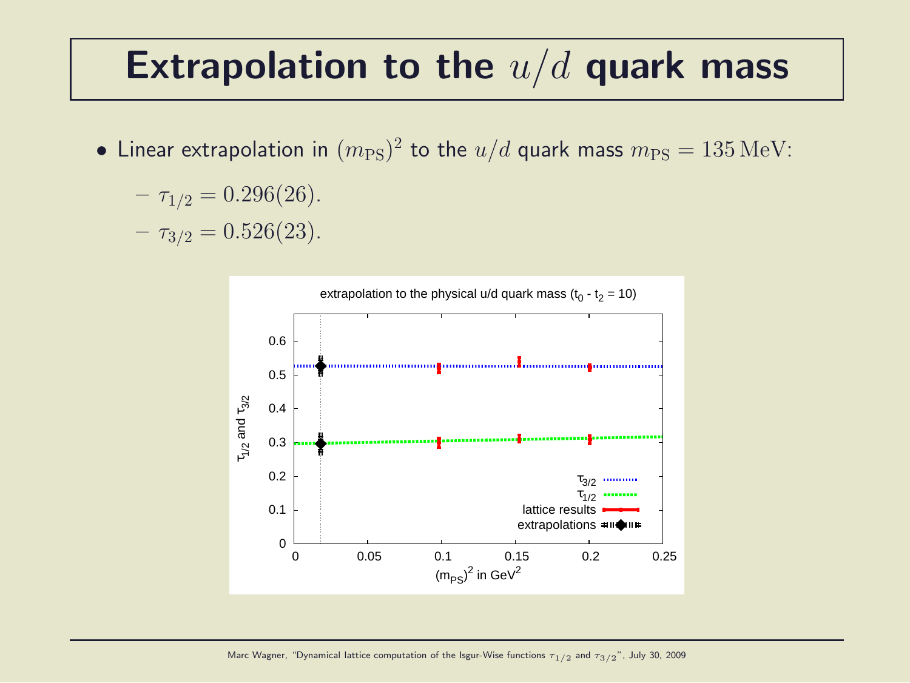# Extrapolation to the $u/d$ quark mass

- Linear extrapolation in $(m_{\rm PS})^2$ to the $u/d$ quark mass $m_{\rm PS} = 135\,\mathrm{MeV}$:
  - $\tau_{1/2} = 0.296(26)$.
  - $\tau_{3/2} = 0.526(23)$.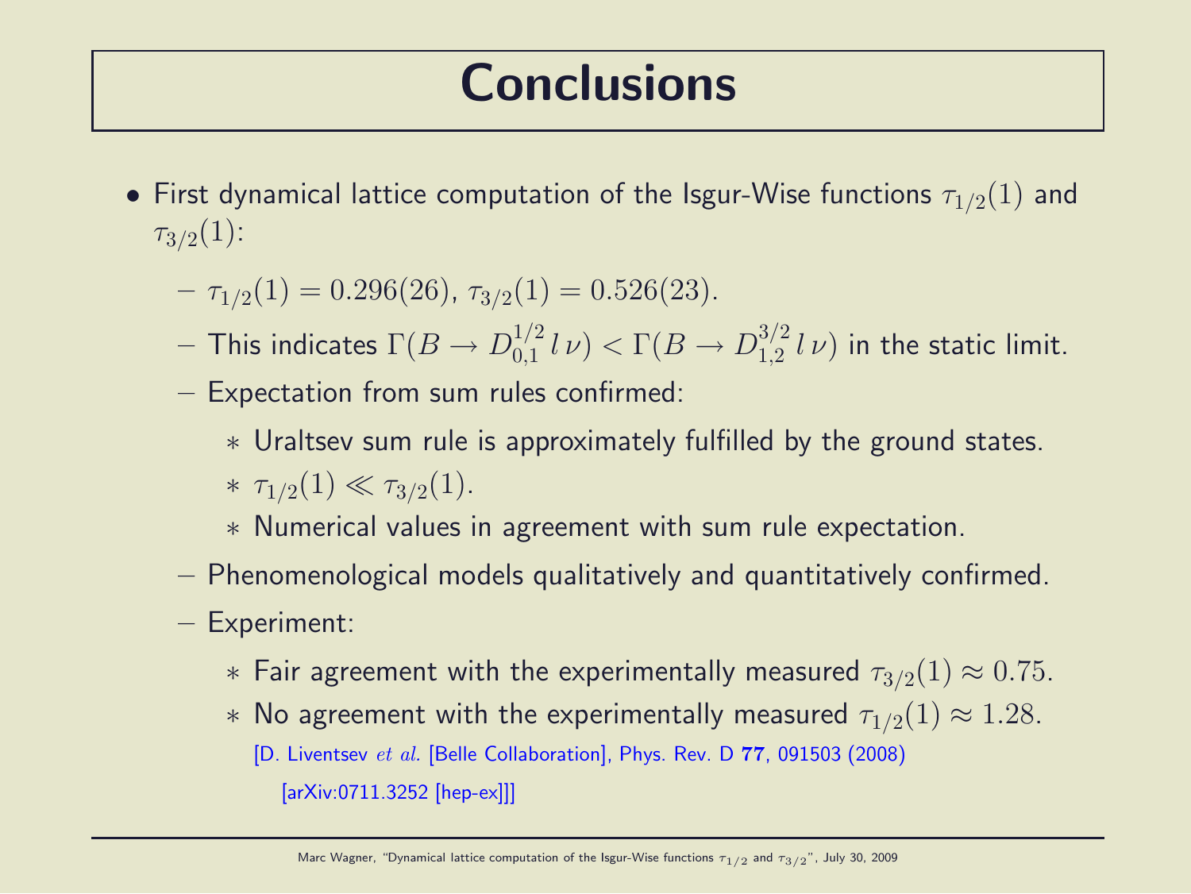# Conclusions

- First dynamical lattice computation of the Isgur-Wise functions $\tau_{1/2}(1)$ and $\tau_{3/2}(1)$:
  - $\tau_{1/2}(1) = 0.296(26)$, $\tau_{3/2}(1) = 0.526(23)$.
  - This indicates $\Gamma(B \rightarrow D_{0,1}^{1/2}\, l\, \nu) < \Gamma(B \rightarrow D_{1,2}^{3/2}\, l\, \nu)$ in the static limit.
  - Expectation from sum rules confirmed:
    - Uraltsev sum rule is approximately fulfilled by the ground states.
    - $\tau_{1/2}(1) \ll \tau_{3/2}(1)$.
    - Numerical values in agreement with sum rule expectation.
  - Phenomenological models qualitatively and quantitatively confirmed.
  - Experiment:
    - Fair agreement with the experimentally measured $\tau_{3/2}(1) \approx 0.75$.
    - No agreement with the experimentally measured $\tau_{1/2}(1) \approx 1.28$.

      [D. Liventsev *et al.* [Belle Collaboration], Phys. Rev. D **77**, 091503 (2008) [arXiv:0711.3252 [hep-ex]]]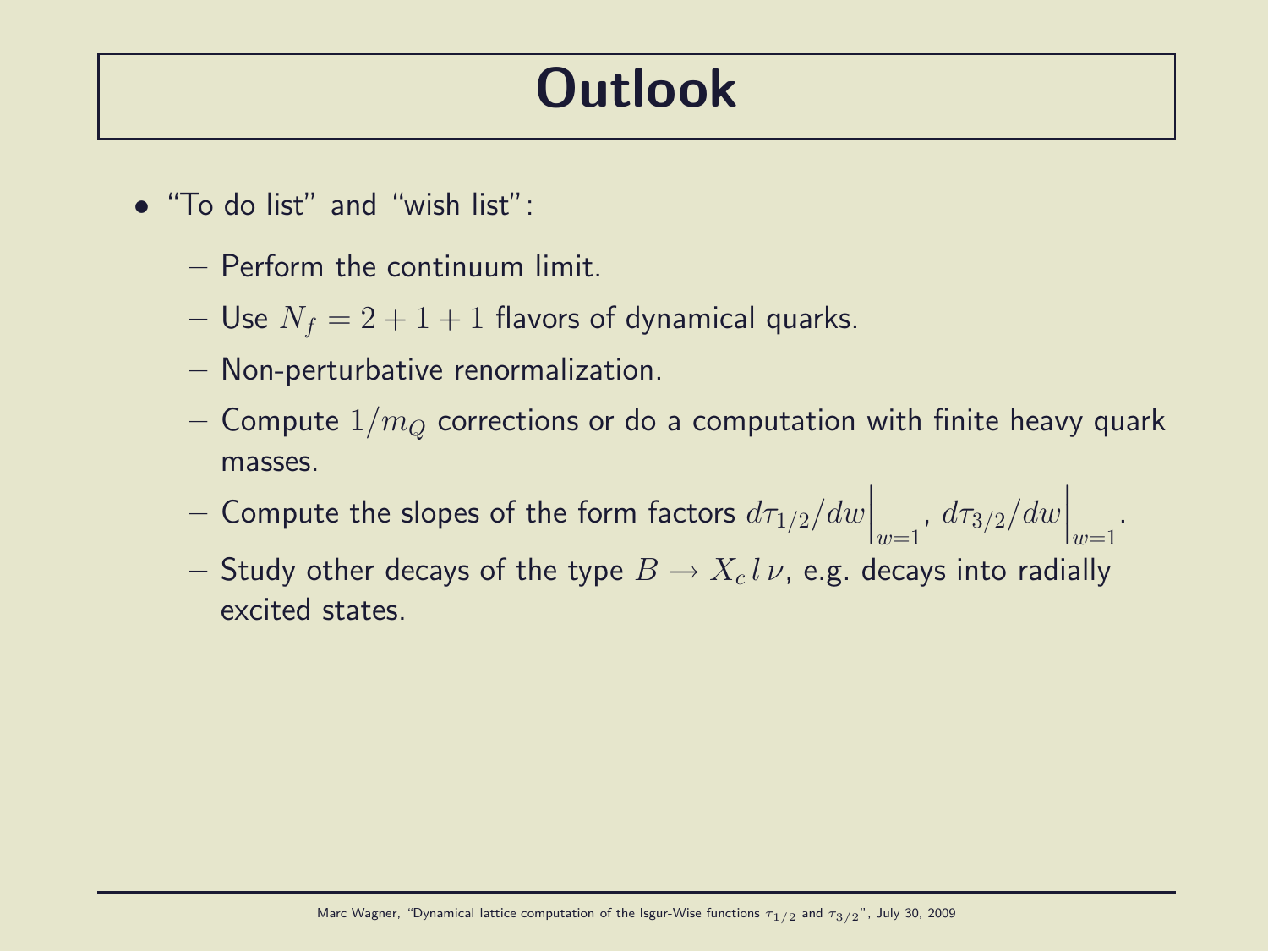# Outlook

- "To do list" and "wish list":
  - Perform the continuum limit.
  - Use $N_f = 2 + 1 + 1$ flavors of dynamical quarks.
  - Non-perturbative renormalization.
  - Compute $1/m_Q$ corrections or do a computation with finite heavy quark masses.
  - Compute the slopes of the form factors $d\tau_{1/2}/dw\Big|_{w=1}$, $d\tau_{3/2}/dw\Big|_{w=1}$.
  - Study other decays of the type $B \rightarrow X_c \, l \, \nu$, e.g. decays into radially excited states.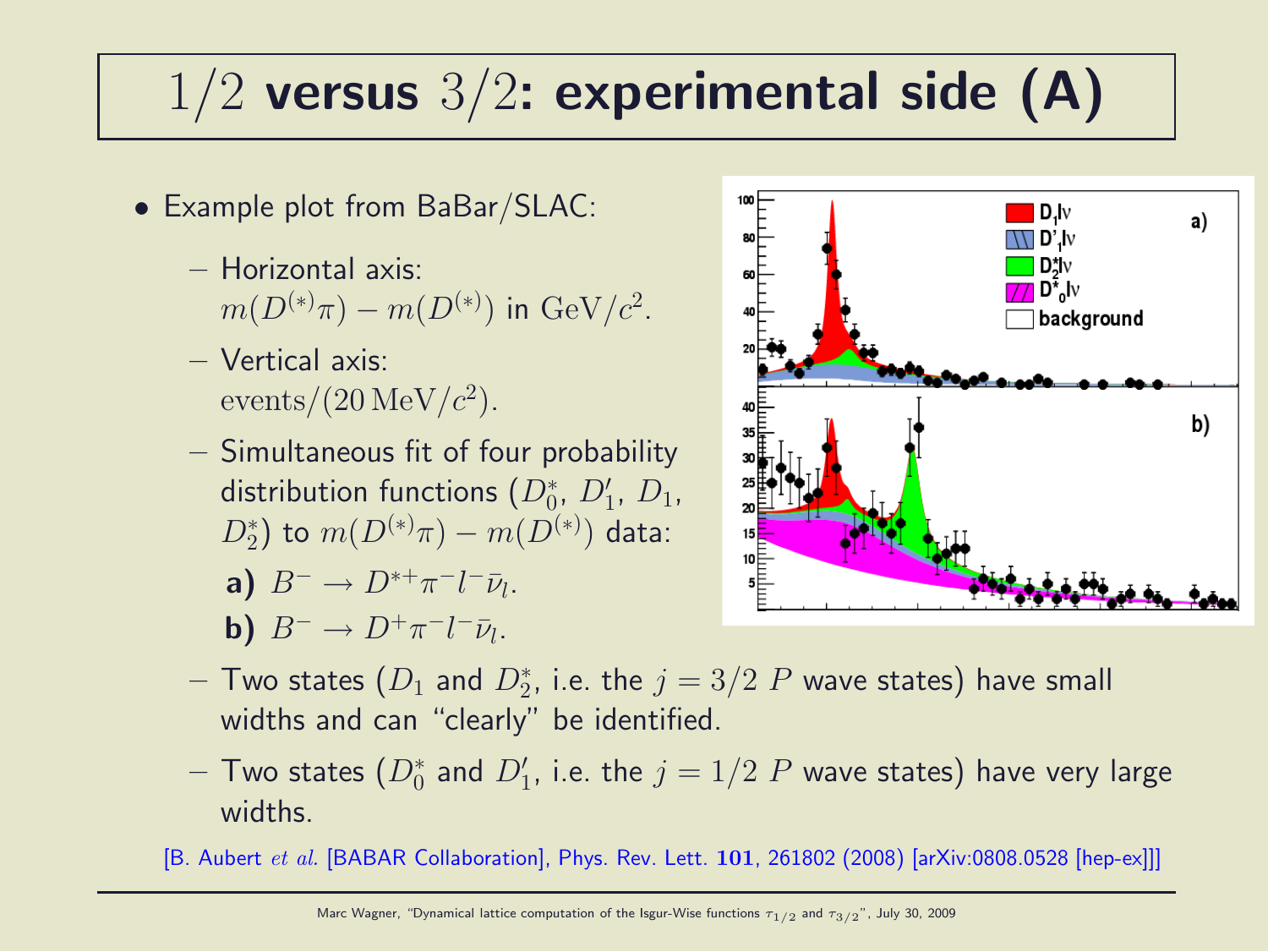# $1/2$ versus $3/2$: experimental side (A)

- Example plot from BaBar/SLAC:
  - Horizontal axis: $m(D^{(*)}\pi) - m(D^{(*)})$ in $\mathrm{GeV}/c^2$.
  - Vertical axis: $\mathrm{events}/(20\,\mathrm{MeV}/c^2)$.
  - Simultaneous fit of four probability distribution functions ($D_0^*$, $D_1'$, $D_1$, $D_2^*$) to $m(D^{(*)}\pi) - m(D^{(*)})$ data:

    **a)** $B^- \rightarrow D^{*+}\pi^- l^- \bar{\nu}_l$.

    **b)** $B^- \rightarrow D^{+}\pi^- l^- \bar{\nu}_l$.
  - Two states ($D_1$ and $D_2^*$, i.e. the $j = 3/2$ $P$ wave states) have small widths and can "clearly" be identified.
  - Two states ($D_0^*$ and $D_1'$, i.e. the $j = 1/2$ $P$ wave states) have very large widths.

[B. Aubert *et al.* [BABAR Collaboration], Phys. Rev. Lett. **101**, 261802 (2008) [arXiv:0808.0528 [hep-ex]]]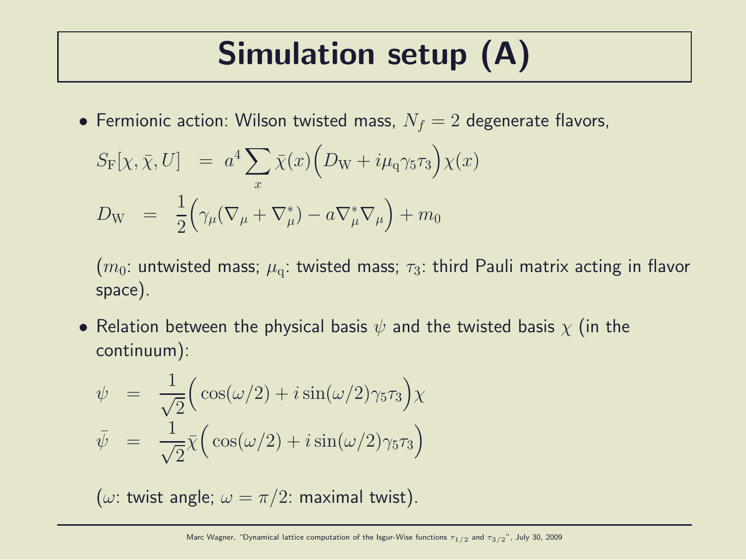# Simulation setup (A)

- Fermionic action: Wilson twisted mass, $N_f = 2$ degenerate flavors,

$$S_{\mathrm{F}}[\chi, \bar{\chi}, U] = a^4 \sum_x \bar{\chi}(x) \Big( D_{\mathrm{W}} + i\mu_{\mathrm{q}} \gamma_5 \tau_3 \Big) \chi(x)$$

$$D_{\mathrm{W}} = \frac{1}{2} \Big( \gamma_\mu (\nabla_\mu + \nabla^*_\mu) - a \nabla^*_\mu \nabla_\mu \Big) + m_0$$

($m_0$: untwisted mass; $\mu_{\mathrm{q}}$: twisted mass; $\tau_3$: third Pauli matrix acting in flavor space).

- Relation between the physical basis $\psi$ and the twisted basis $\chi$ (in the continuum):

$$\psi = \frac{1}{\sqrt{2}} \Big( \cos(\omega/2) + i \sin(\omega/2) \gamma_5 \tau_3 \Big) \chi$$

$$\bar{\psi} = \frac{1}{\sqrt{2}} \bar{\chi} \Big( \cos(\omega/2) + i \sin(\omega/2) \gamma_5 \tau_3 \Big)$$

($\omega$: twist angle; $\omega = \pi/2$: maximal twist).